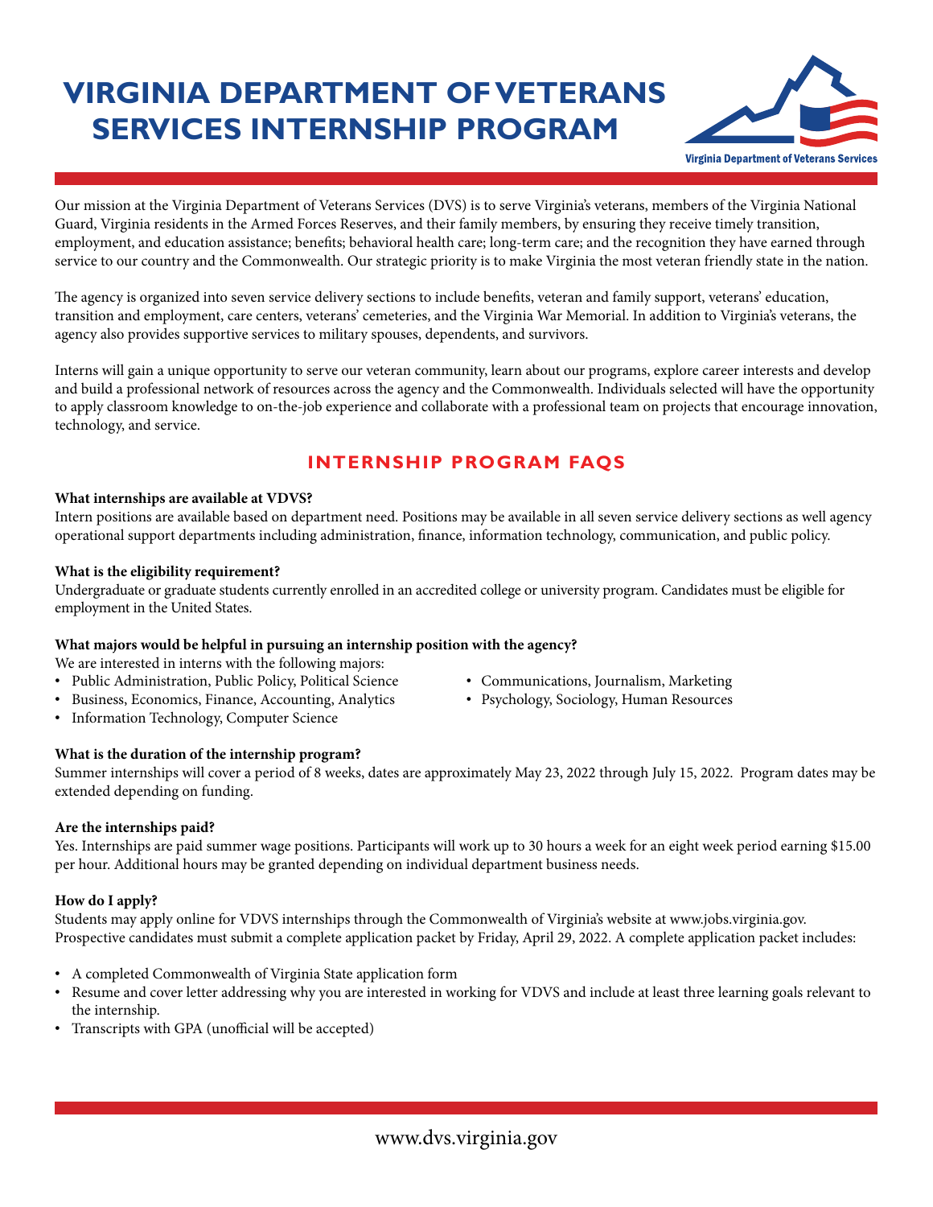# VIRGINIA DEPARTMENT OF VETERANS SERVICES INTERNSHIP PROGRAM

Virginia Department of Veterans Services

Our mission at the Virginia Department of Veterans Services (DVS) is to serve Virginia's veterans, members of the Virginia National Guard, Virginia residents in the Armed Forces Reserves, and their family members, by ensuring they receive timely transition, employment, and education assistance; benefits; behavioral health care; long-term care; and the recognition they have earned through service to our country and the Commonwealth. Our strategic priority is to make Virginia the most veteran friendly state in the nation.

The agency is organized into seven service delivery sections to include benefits, veteran and family support, veterans' education, transition and employment, care centers, veterans' cemeteries, and the Virginia War Memorial. In addition to Virginia's veterans, the agency also provides supportive services to military spouses, dependents, and survivors.

Interns will gain a unique opportunity to serve our veteran community, learn about our programs, explore career interests and develop and build a professional network of resources across the agency and the Commonwealth. Individuals selected will have the opportunity to apply classroom knowledge to on-the-job experience and collaborate with a professional team on projects that encourage innovation, technology, and service.

## INTERNSHIP PROGRAM FAQS

**What internships are available at VDVS?**
Intern positions are available based on department need. Positions may be available in all seven service delivery sections as well agency operational support departments including administration, finance, information technology, communication, and public policy.

**What is the eligibility requirement?**
Undergraduate or graduate students currently enrolled in an accredited college or university program. Candidates must be eligible for employment in the United States.

**What majors would be helpful in pursuing an internship position with the agency?**
We are interested in interns with the following majors:

- Public Administration, Public Policy, Political Science
- Business, Economics, Finance, Accounting, Analytics
- Information Technology, Computer Science
- Communications, Journalism, Marketing
- Psychology, Sociology, Human Resources

**What is the duration of the internship program?**
Summer internships will cover a period of 8 weeks, dates are approximately May 23, 2022 through July 15, 2022. Program dates may be extended depending on funding.

**Are the internships paid?**
Yes. Internships are paid summer wage positions. Participants will work up to 30 hours a week for an eight week period earning $15.00 per hour. Additional hours may be granted depending on individual department business needs.

**How do I apply?**
Students may apply online for VDVS internships through the Commonwealth of Virginia's website at www.jobs.virginia.gov. Prospective candidates must submit a complete application packet by Friday, April 29, 2022. A complete application packet includes:

- A completed Commonwealth of Virginia State application form
- Resume and cover letter addressing why you are interested in working for VDVS and include at least three learning goals relevant to the internship.
- Transcripts with GPA (unofficial will be accepted)

www.dvs.virginia.gov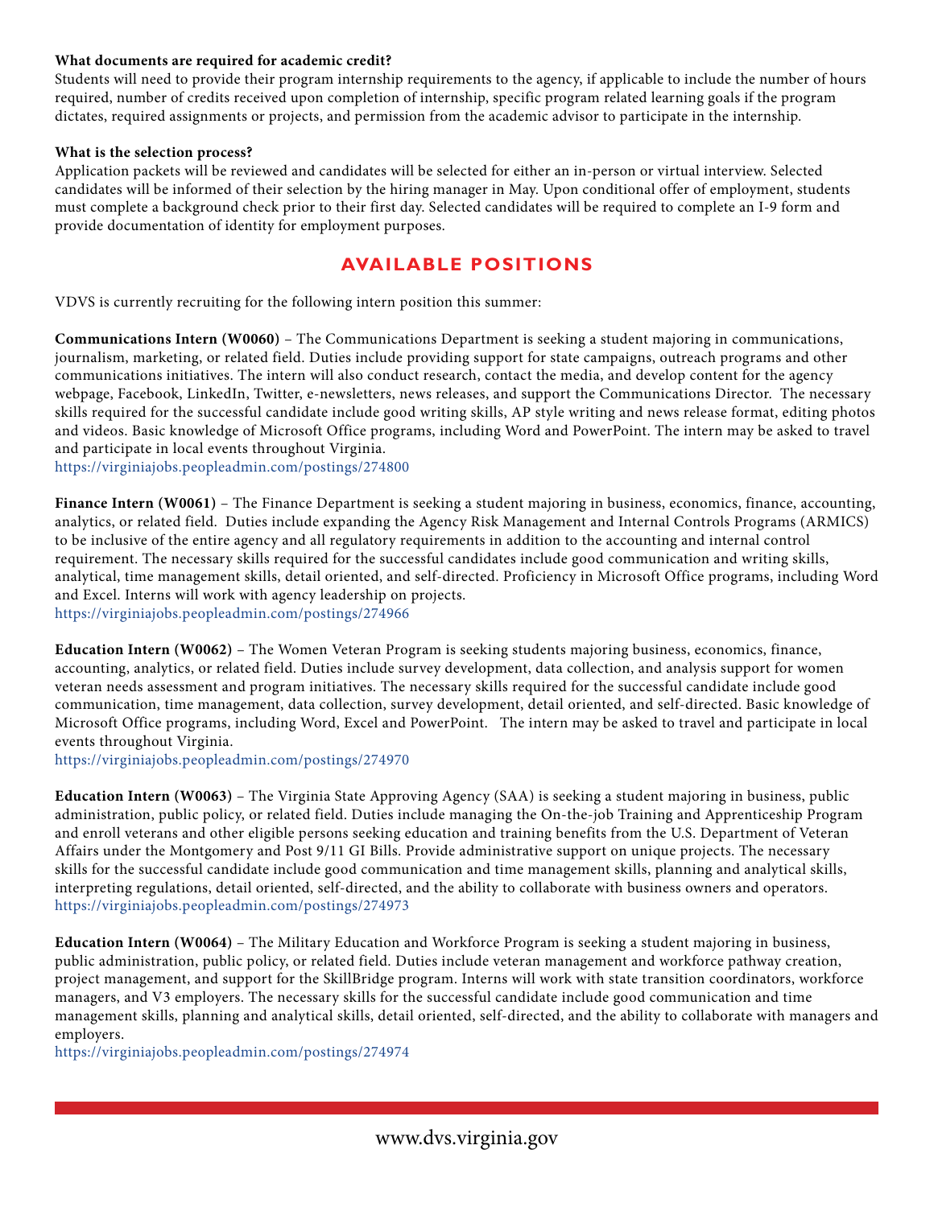**What documents are required for academic credit?**
Students will need to provide their program internship requirements to the agency, if applicable to include the number of hours required, number of credits received upon completion of internship, specific program related learning goals if the program dictates, required assignments or projects, and permission from the academic advisor to participate in the internship.

**What is the selection process?**
Application packets will be reviewed and candidates will be selected for either an in-person or virtual interview. Selected candidates will be informed of their selection by the hiring manager in May. Upon conditional offer of employment, students must complete a background check prior to their first day. Selected candidates will be required to complete an I-9 form and provide documentation of identity for employment purposes.

## AVAILABLE POSITIONS

VDVS is currently recruiting for the following intern position this summer:

**Communications Intern (W0060)** – The Communications Department is seeking a student majoring in communications, journalism, marketing, or related field. Duties include providing support for state campaigns, outreach programs and other communications initiatives. The intern will also conduct research, contact the media, and develop content for the agency webpage, Facebook, LinkedIn, Twitter, e-newsletters, news releases, and support the Communications Director. The necessary skills required for the successful candidate include good writing skills, AP style writing and news release format, editing photos and videos. Basic knowledge of Microsoft Office programs, including Word and PowerPoint. The intern may be asked to travel and participate in local events throughout Virginia.
https://virginiajobs.peopleadmin.com/postings/274800

**Finance Intern (W0061)** – The Finance Department is seeking a student majoring in business, economics, finance, accounting, analytics, or related field. Duties include expanding the Agency Risk Management and Internal Controls Programs (ARMICS) to be inclusive of the entire agency and all regulatory requirements in addition to the accounting and internal control requirement. The necessary skills required for the successful candidates include good communication and writing skills, analytical, time management skills, detail oriented, and self-directed. Proficiency in Microsoft Office programs, including Word and Excel. Interns will work with agency leadership on projects.
https://virginiajobs.peopleadmin.com/postings/274966

**Education Intern (W0062)** – The Women Veteran Program is seeking students majoring business, economics, finance, accounting, analytics, or related field. Duties include survey development, data collection, and analysis support for women veteran needs assessment and program initiatives. The necessary skills required for the successful candidate include good communication, time management, data collection, survey development, detail oriented, and self-directed. Basic knowledge of Microsoft Office programs, including Word, Excel and PowerPoint. The intern may be asked to travel and participate in local events throughout Virginia.
https://virginiajobs.peopleadmin.com/postings/274970

**Education Intern (W0063)** – The Virginia State Approving Agency (SAA) is seeking a student majoring in business, public administration, public policy, or related field. Duties include managing the On-the-job Training and Apprenticeship Program and enroll veterans and other eligible persons seeking education and training benefits from the U.S. Department of Veteran Affairs under the Montgomery and Post 9/11 GI Bills. Provide administrative support on unique projects. The necessary skills for the successful candidate include good communication and time management skills, planning and analytical skills, interpreting regulations, detail oriented, self-directed, and the ability to collaborate with business owners and operators.
https://virginiajobs.peopleadmin.com/postings/274973

**Education Intern (W0064)** – The Military Education and Workforce Program is seeking a student majoring in business, public administration, public policy, or related field. Duties include veteran management and workforce pathway creation, project management, and support for the SkillBridge program. Interns will work with state transition coordinators, workforce managers, and V3 employers. The necessary skills for the successful candidate include good communication and time management skills, planning and analytical skills, detail oriented, self-directed, and the ability to collaborate with managers and employers.
https://virginiajobs.peopleadmin.com/postings/274974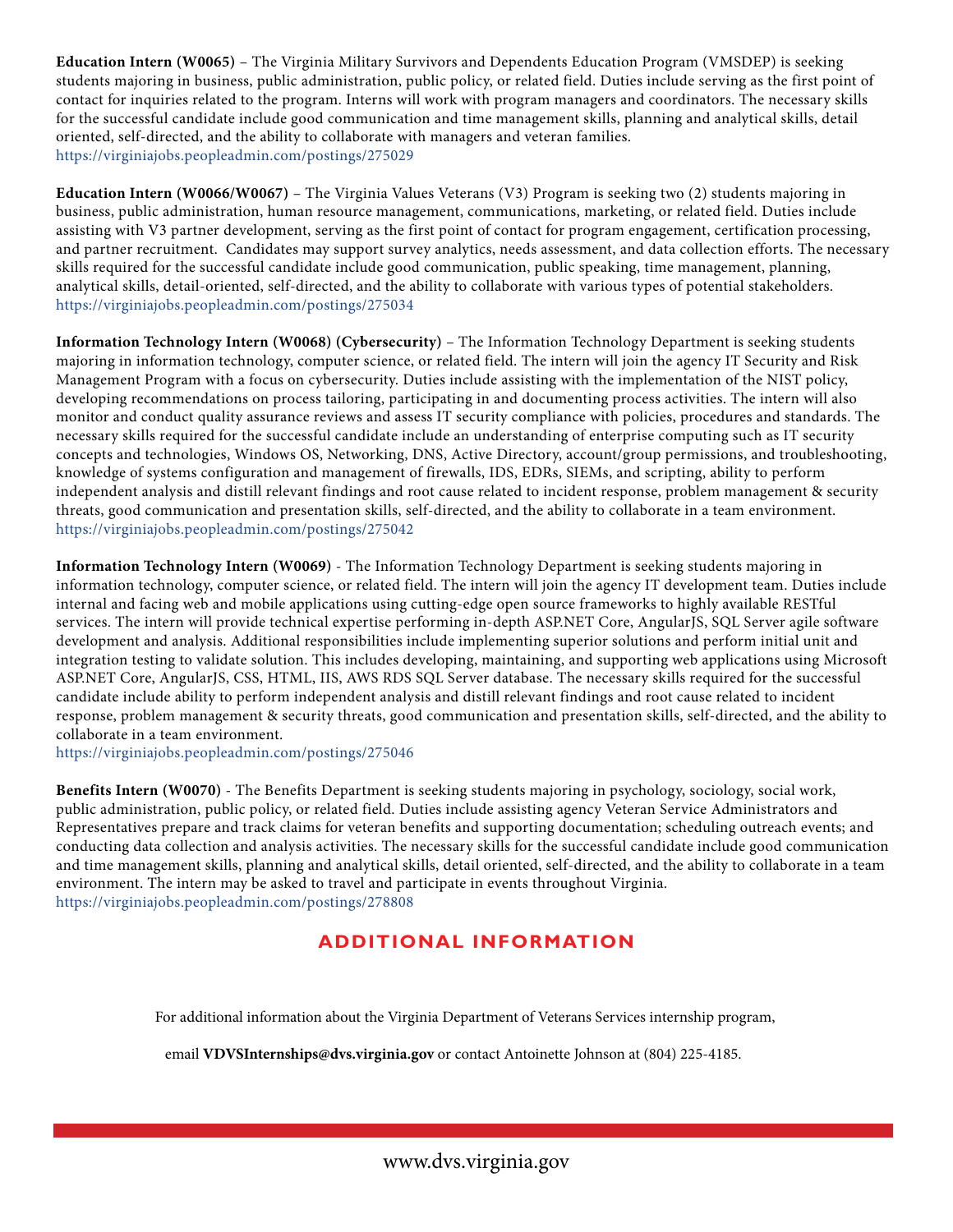**Education Intern (W0065)** – The Virginia Military Survivors and Dependents Education Program (VMSDEP) is seeking students majoring in business, public administration, public policy, or related field. Duties include serving as the first point of contact for inquiries related to the program. Interns will work with program managers and coordinators. The necessary skills for the successful candidate include good communication and time management skills, planning and analytical skills, detail oriented, self-directed, and the ability to collaborate with managers and veteran families.
https://virginiajobs.peopleadmin.com/postings/275029

**Education Intern (W0066/W0067)** – The Virginia Values Veterans (V3) Program is seeking two (2) students majoring in business, public administration, human resource management, communications, marketing, or related field. Duties include assisting with V3 partner development, serving as the first point of contact for program engagement, certification processing, and partner recruitment. Candidates may support survey analytics, needs assessment, and data collection efforts. The necessary skills required for the successful candidate include good communication, public speaking, time management, planning, analytical skills, detail-oriented, self-directed, and the ability to collaborate with various types of potential stakeholders.
https://virginiajobs.peopleadmin.com/postings/275034

**Information Technology Intern (W0068) (Cybersecurity)** – The Information Technology Department is seeking students majoring in information technology, computer science, or related field. The intern will join the agency IT Security and Risk Management Program with a focus on cybersecurity. Duties include assisting with the implementation of the NIST policy, developing recommendations on process tailoring, participating in and documenting process activities. The intern will also monitor and conduct quality assurance reviews and assess IT security compliance with policies, procedures and standards. The necessary skills required for the successful candidate include an understanding of enterprise computing such as IT security concepts and technologies, Windows OS, Networking, DNS, Active Directory, account/group permissions, and troubleshooting, knowledge of systems configuration and management of firewalls, IDS, EDRs, SIEMs, and scripting, ability to perform independent analysis and distill relevant findings and root cause related to incident response, problem management & security threats, good communication and presentation skills, self-directed, and the ability to collaborate in a team environment.
https://virginiajobs.peopleadmin.com/postings/275042

**Information Technology Intern (W0069)** - The Information Technology Department is seeking students majoring in information technology, computer science, or related field. The intern will join the agency IT development team. Duties include internal and facing web and mobile applications using cutting-edge open source frameworks to highly available RESTful services. The intern will provide technical expertise performing in-depth ASP.NET Core, AngularJS, SQL Server agile software development and analysis. Additional responsibilities include implementing superior solutions and perform initial unit and integration testing to validate solution. This includes developing, maintaining, and supporting web applications using Microsoft ASP.NET Core, AngularJS, CSS, HTML, IIS, AWS RDS SQL Server database. The necessary skills required for the successful candidate include ability to perform independent analysis and distill relevant findings and root cause related to incident response, problem management & security threats, good communication and presentation skills, self-directed, and the ability to collaborate in a team environment.
https://virginiajobs.peopleadmin.com/postings/275046

**Benefits Intern (W0070)** - The Benefits Department is seeking students majoring in psychology, sociology, social work, public administration, public policy, or related field. Duties include assisting agency Veteran Service Administrators and Representatives prepare and track claims for veteran benefits and supporting documentation; scheduling outreach events; and conducting data collection and analysis activities. The necessary skills for the successful candidate include good communication and time management skills, planning and analytical skills, detail oriented, self-directed, and the ability to collaborate in a team environment. The intern may be asked to travel and participate in events throughout Virginia.
https://virginiajobs.peopleadmin.com/postings/278808

## ADDITIONAL INFORMATION

For additional information about the Virginia Department of Veterans Services internship program,

email **VDVSInternships@dvs.virginia.gov** or contact Antoinette Johnson at (804) 225-4185.

www.dvs.virginia.gov